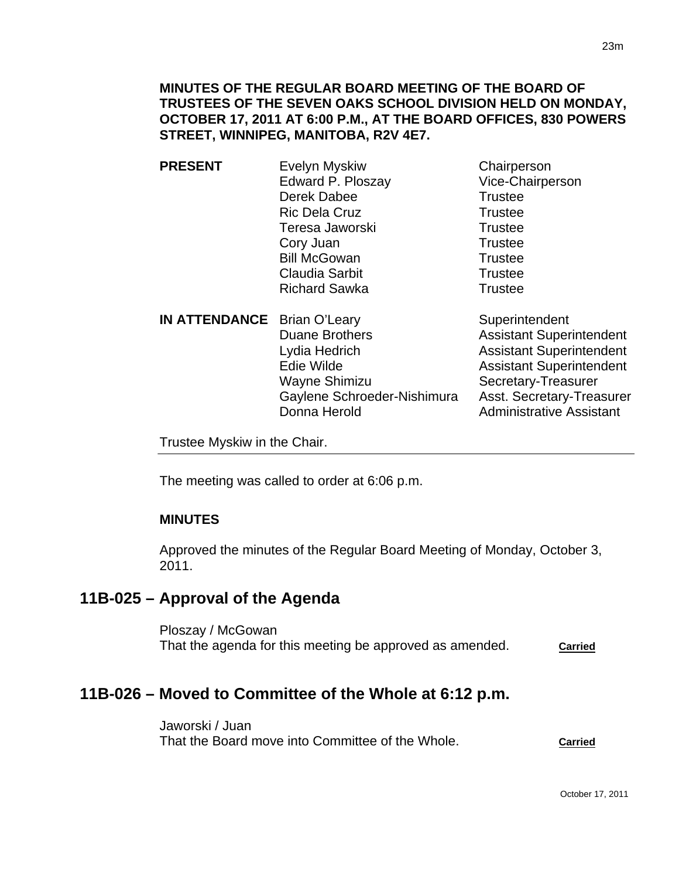**MINUTES OF THE REGULAR BOARD MEETING OF THE BOARD OF TRUSTEES OF THE SEVEN OAKS SCHOOL DIVISION HELD ON MONDAY, OCTOBER 17, 2011 AT 6:00 P.M., AT THE BOARD OFFICES, 830 POWERS STREET, WINNIPEG, MANITOBA, R2V 4E7.**

| | | |
|---|---|---|
| **PRESENT** | Evelyn Myskiw | Chairperson |
| | Edward P. Ploszay | Vice-Chairperson |
| | Derek Dabee | Trustee |
| | Ric Dela Cruz | Trustee |
| | Teresa Jaworski | Trustee |
| | Cory Juan | Trustee |
| | Bill McGowan | Trustee |
| | Claudia Sarbit | Trustee |
| | Richard Sawka | Trustee |
| **IN ATTENDANCE** | Brian O'Leary | Superintendent |
| | Duane Brothers | Assistant Superintendent |
| | Lydia Hedrich | Assistant Superintendent |
| | Edie Wilde | Assistant Superintendent |
| | Wayne Shimizu | Secretary-Treasurer |
| | Gaylene Schroeder-Nishimura | Asst. Secretary-Treasurer |
| | Donna Herold | Administrative Assistant |

Trustee Myskiw in the Chair.

The meeting was called to order at 6:06 p.m.

**MINUTES**

Approved the minutes of the Regular Board Meeting of Monday, October 3, 2011.

## 11B-025 – Approval of the Agenda

Ploszay / McGowan
That the agenda for this meeting be approved as amended. **Carried**

## 11B-026 – Moved to Committee of the Whole at 6:12 p.m.

Jaworski / Juan
That the Board move into Committee of the Whole. **Carried**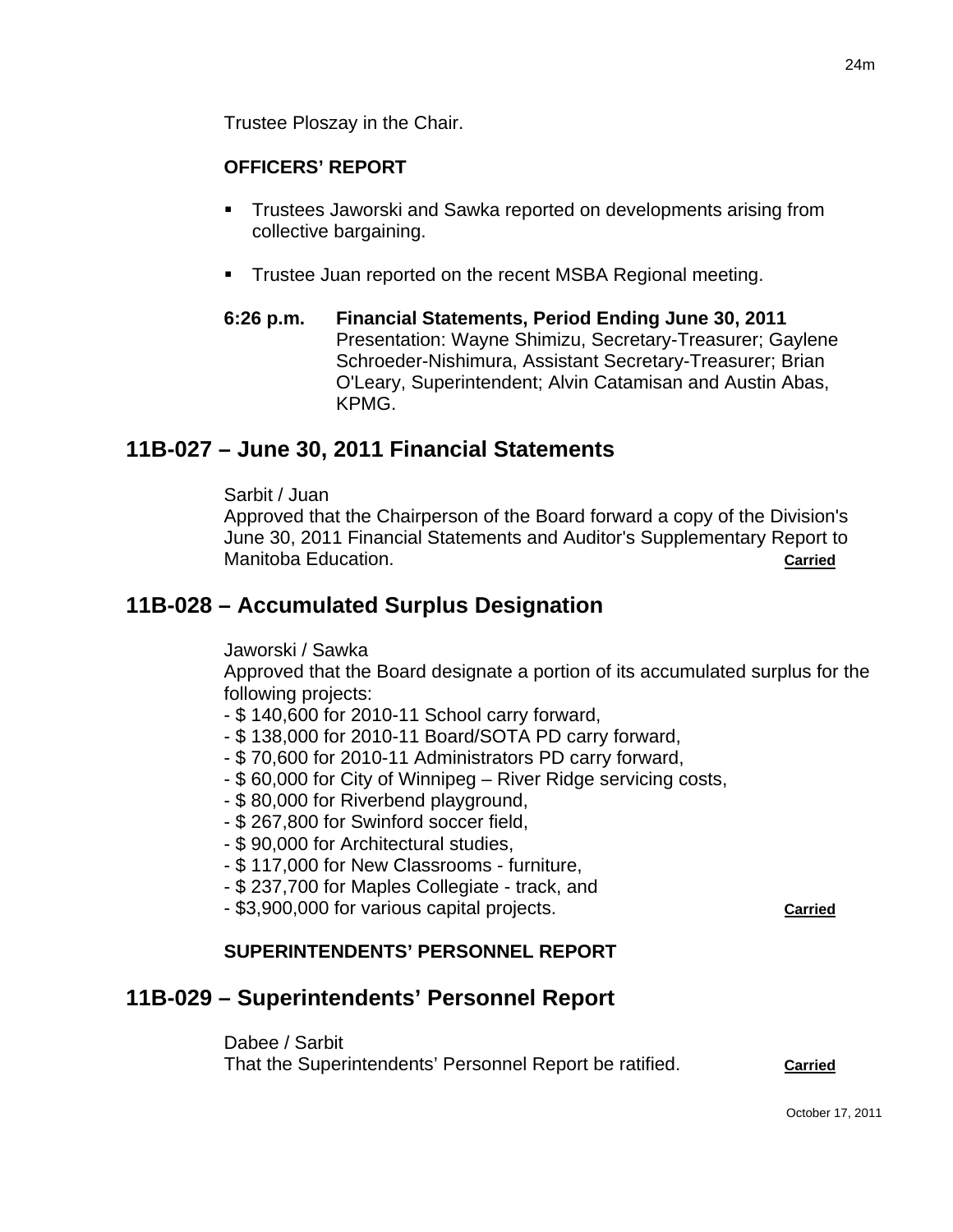Trustee Ploszay in the Chair.

**OFFICERS' REPORT**

- Trustees Jaworski and Sawka reported on developments arising from collective bargaining.
- Trustee Juan reported on the recent MSBA Regional meeting.

**6:26 p.m.** **Financial Statements, Period Ending June 30, 2011**
Presentation: Wayne Shimizu, Secretary-Treasurer; Gaylene Schroeder-Nishimura, Assistant Secretary-Treasurer; Brian O'Leary, Superintendent; Alvin Catamisan and Austin Abas, KPMG.

## 11B-027 – June 30, 2011 Financial Statements

Sarbit / Juan
Approved that the Chairperson of the Board forward a copy of the Division's June 30, 2011 Financial Statements and Auditor's Supplementary Report to Manitoba Education. **Carried**

## 11B-028 – Accumulated Surplus Designation

Jaworski / Sawka
Approved that the Board designate a portion of its accumulated surplus for the following projects:
- $ 140,600 for 2010-11 School carry forward,
- $ 138,000 for 2010-11 Board/SOTA PD carry forward,
- $ 70,600 for 2010-11 Administrators PD carry forward,
- $ 60,000 for City of Winnipeg – River Ridge servicing costs,
- $ 80,000 for Riverbend playground,
- $ 267,800 for Swinford soccer field,
- $ 90,000 for Architectural studies,
- $ 117,000 for New Classrooms - furniture,
- $ 237,700 for Maples Collegiate - track, and
- $3,900,000 for various capital projects. **Carried**

**SUPERINTENDENTS' PERSONNEL REPORT**

## 11B-029 – Superintendents' Personnel Report

Dabee / Sarbit
That the Superintendents' Personnel Report be ratified. **Carried**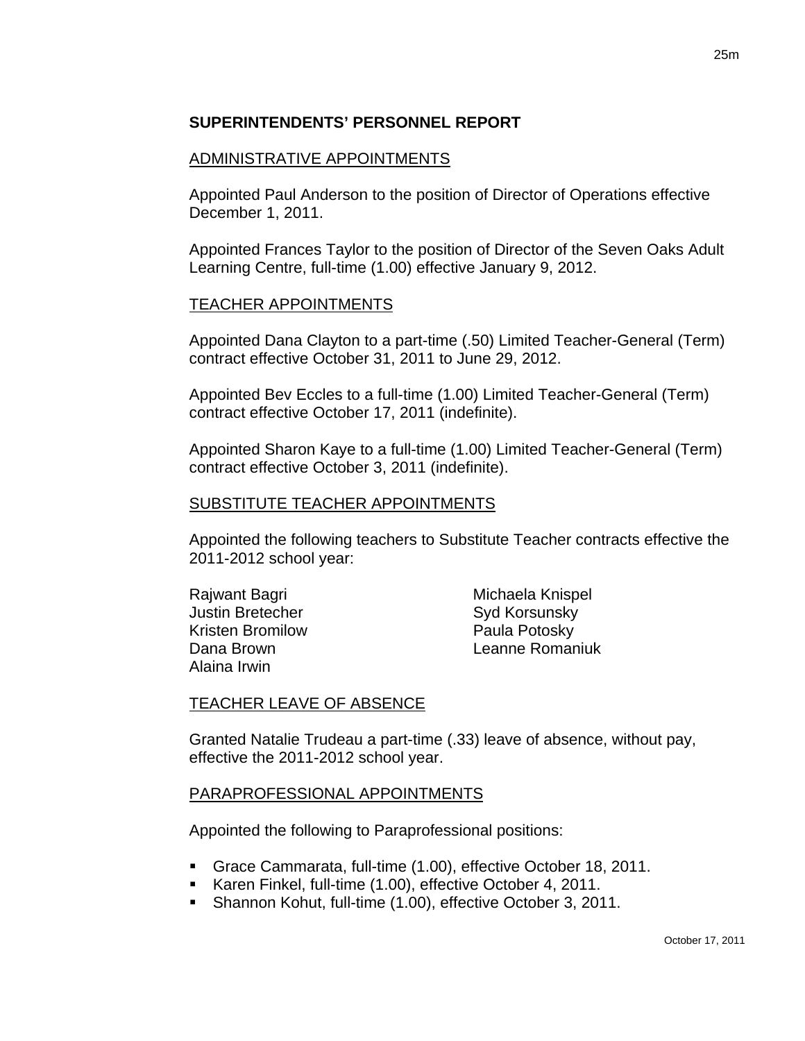## SUPERINTENDENTS' PERSONNEL REPORT

### ADMINISTRATIVE APPOINTMENTS

Appointed Paul Anderson to the position of Director of Operations effective December 1, 2011.

Appointed Frances Taylor to the position of Director of the Seven Oaks Adult Learning Centre, full-time (1.00) effective January 9, 2012.

### TEACHER APPOINTMENTS

Appointed Dana Clayton to a part-time (.50) Limited Teacher-General (Term) contract effective October 31, 2011 to June 29, 2012.

Appointed Bev Eccles to a full-time (1.00) Limited Teacher-General (Term) contract effective October 17, 2011 (indefinite).

Appointed Sharon Kaye to a full-time (1.00) Limited Teacher-General (Term) contract effective October 3, 2011 (indefinite).

### SUBSTITUTE TEACHER APPOINTMENTS

Appointed the following teachers to Substitute Teacher contracts effective the 2011-2012 school year:

Rajwant Bagri
Justin Bretecher
Kristen Bromilow
Dana Brown
Alaina Irwin
Michaela Knispel
Syd Korsunsky
Paula Potosky
Leanne Romaniuk

### TEACHER LEAVE OF ABSENCE

Granted Natalie Trudeau a part-time (.33) leave of absence, without pay, effective the 2011-2012 school year.

### PARAPROFESSIONAL APPOINTMENTS

Appointed the following to Paraprofessional positions:

- Grace Cammarata, full-time (1.00), effective October 18, 2011.
- Karen Finkel, full-time (1.00), effective October 4, 2011.
- Shannon Kohut, full-time (1.00), effective October 3, 2011.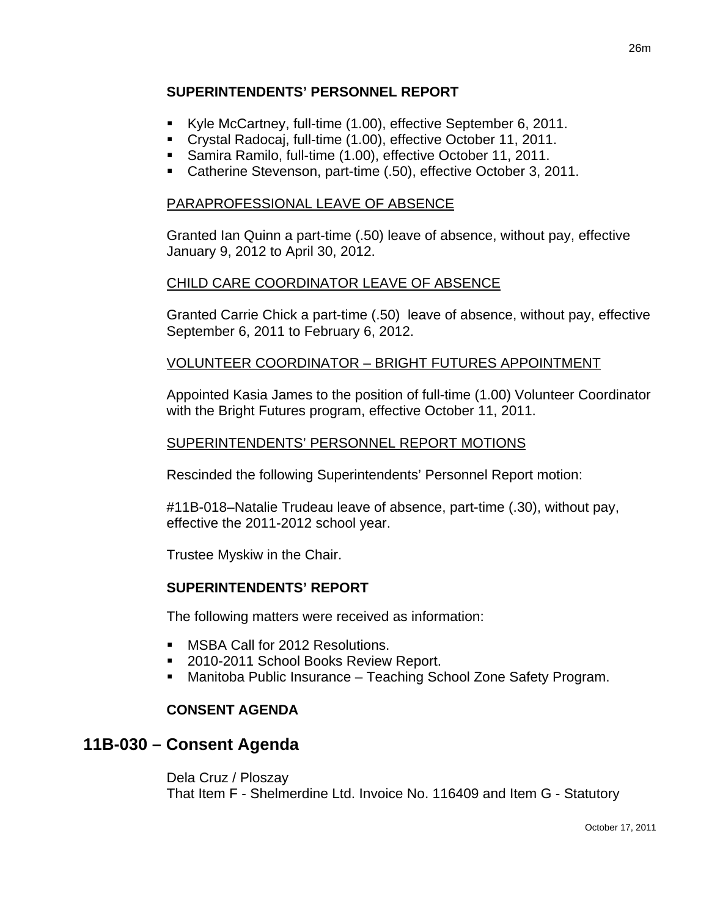**SUPERINTENDENTS' PERSONNEL REPORT**

- Kyle McCartney, full-time (1.00), effective September 6, 2011.
- Crystal Radocaj, full-time (1.00), effective October 11, 2011.
- Samira Ramilo, full-time (1.00), effective October 11, 2011.
- Catherine Stevenson, part-time (.50), effective October 3, 2011.

PARAPROFESSIONAL LEAVE OF ABSENCE

Granted Ian Quinn a part-time (.50) leave of absence, without pay, effective January 9, 2012 to April 30, 2012.

CHILD CARE COORDINATOR LEAVE OF ABSENCE

Granted Carrie Chick a part-time (.50) leave of absence, without pay, effective September 6, 2011 to February 6, 2012.

VOLUNTEER COORDINATOR – BRIGHT FUTURES APPOINTMENT

Appointed Kasia James to the position of full-time (1.00) Volunteer Coordinator with the Bright Futures program, effective October 11, 2011.

SUPERINTENDENTS' PERSONNEL REPORT MOTIONS

Rescinded the following Superintendents' Personnel Report motion:

#11B-018–Natalie Trudeau leave of absence, part-time (.30), without pay, effective the 2011-2012 school year.

Trustee Myskiw in the Chair.

**SUPERINTENDENTS' REPORT**

The following matters were received as information:

- MSBA Call for 2012 Resolutions.
- 2010-2011 School Books Review Report.
- Manitoba Public Insurance – Teaching School Zone Safety Program.

**CONSENT AGENDA**

## 11B-030 – Consent Agenda

Dela Cruz / Ploszay
That Item F - Shelmerdine Ltd. Invoice No. 116409 and Item G - Statutory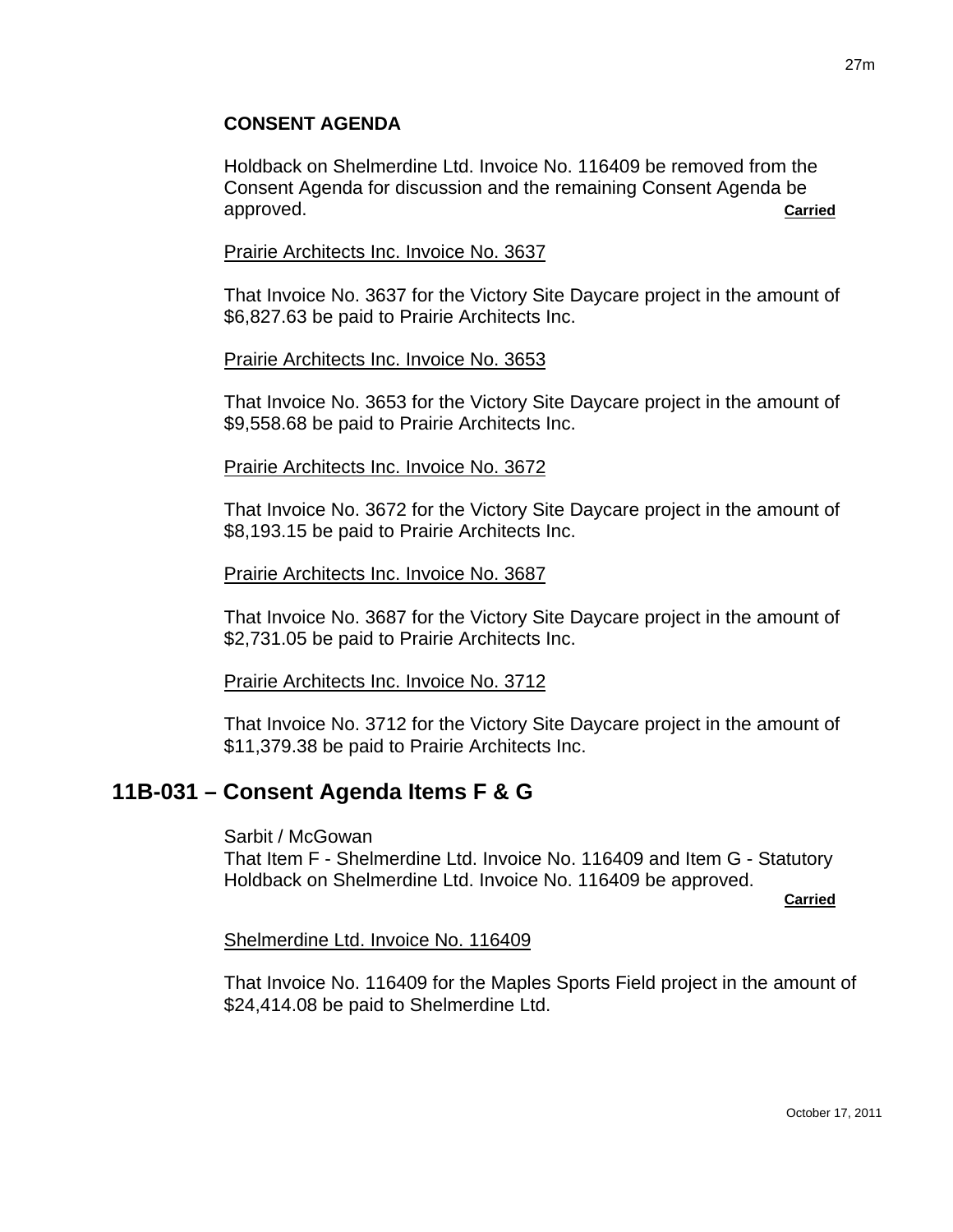**CONSENT AGENDA**

Holdback on Shelmerdine Ltd. Invoice No. 116409 be removed from the Consent Agenda for discussion and the remaining Consent Agenda be approved. **Carried**

Prairie Architects Inc. Invoice No. 3637

That Invoice No. 3637 for the Victory Site Daycare project in the amount of $6,827.63 be paid to Prairie Architects Inc.

Prairie Architects Inc. Invoice No. 3653

That Invoice No. 3653 for the Victory Site Daycare project in the amount of $9,558.68 be paid to Prairie Architects Inc.

Prairie Architects Inc. Invoice No. 3672

That Invoice No. 3672 for the Victory Site Daycare project in the amount of $8,193.15 be paid to Prairie Architects Inc.

Prairie Architects Inc. Invoice No. 3687

That Invoice No. 3687 for the Victory Site Daycare project in the amount of $2,731.05 be paid to Prairie Architects Inc.

Prairie Architects Inc. Invoice No. 3712

That Invoice No. 3712 for the Victory Site Daycare project in the amount of $11,379.38 be paid to Prairie Architects Inc.

## 11B-031 – Consent Agenda Items F & G

Sarbit / McGowan
That Item F - Shelmerdine Ltd. Invoice No. 116409 and Item G - Statutory Holdback on Shelmerdine Ltd. Invoice No. 116409 be approved.
**Carried**

Shelmerdine Ltd. Invoice No. 116409

That Invoice No. 116409 for the Maples Sports Field project in the amount of $24,414.08 be paid to Shelmerdine Ltd.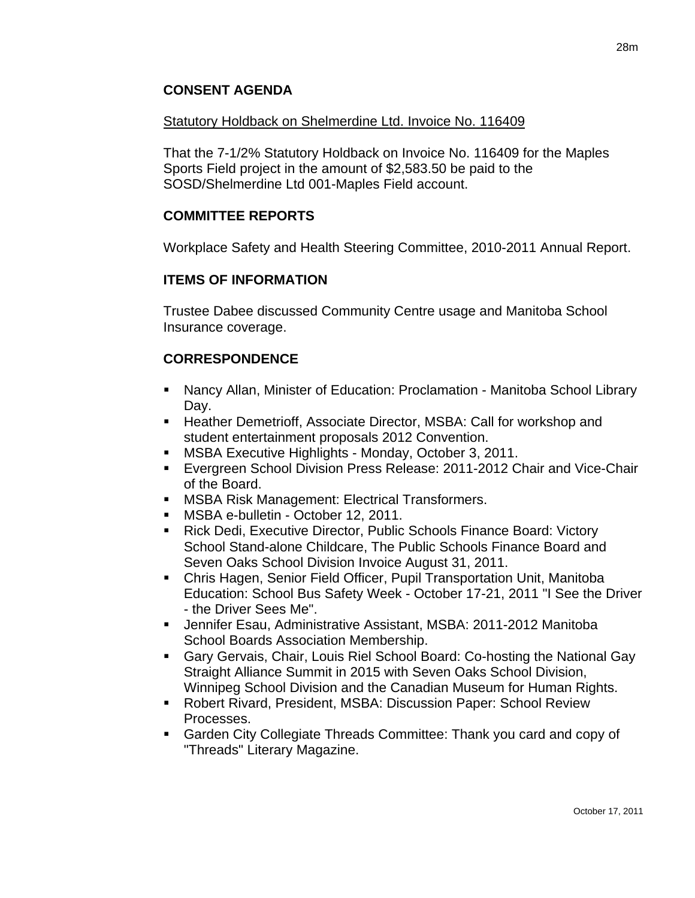## CONSENT AGENDA

Statutory Holdback on Shelmerdine Ltd. Invoice No. 116409

That the 7-1/2% Statutory Holdback on Invoice No. 116409 for the Maples Sports Field project in the amount of $2,583.50 be paid to the SOSD/Shelmerdine Ltd 001-Maples Field account.

## COMMITTEE REPORTS

Workplace Safety and Health Steering Committee, 2010-2011 Annual Report.

## ITEMS OF INFORMATION

Trustee Dabee discussed Community Centre usage and Manitoba School Insurance coverage.

## CORRESPONDENCE

- Nancy Allan, Minister of Education: Proclamation - Manitoba School Library Day.
- Heather Demetrioff, Associate Director, MSBA: Call for workshop and student entertainment proposals 2012 Convention.
- MSBA Executive Highlights - Monday, October 3, 2011.
- Evergreen School Division Press Release: 2011-2012 Chair and Vice-Chair of the Board.
- MSBA Risk Management: Electrical Transformers.
- MSBA e-bulletin - October 12, 2011.
- Rick Dedi, Executive Director, Public Schools Finance Board: Victory School Stand-alone Childcare, The Public Schools Finance Board and Seven Oaks School Division Invoice August 31, 2011.
- Chris Hagen, Senior Field Officer, Pupil Transportation Unit, Manitoba Education: School Bus Safety Week - October 17-21, 2011 "I See the Driver - the Driver Sees Me".
- Jennifer Esau, Administrative Assistant, MSBA: 2011-2012 Manitoba School Boards Association Membership.
- Gary Gervais, Chair, Louis Riel School Board: Co-hosting the National Gay Straight Alliance Summit in 2015 with Seven Oaks School Division, Winnipeg School Division and the Canadian Museum for Human Rights.
- Robert Rivard, President, MSBA: Discussion Paper: School Review Processes.
- Garden City Collegiate Threads Committee: Thank you card and copy of "Threads" Literary Magazine.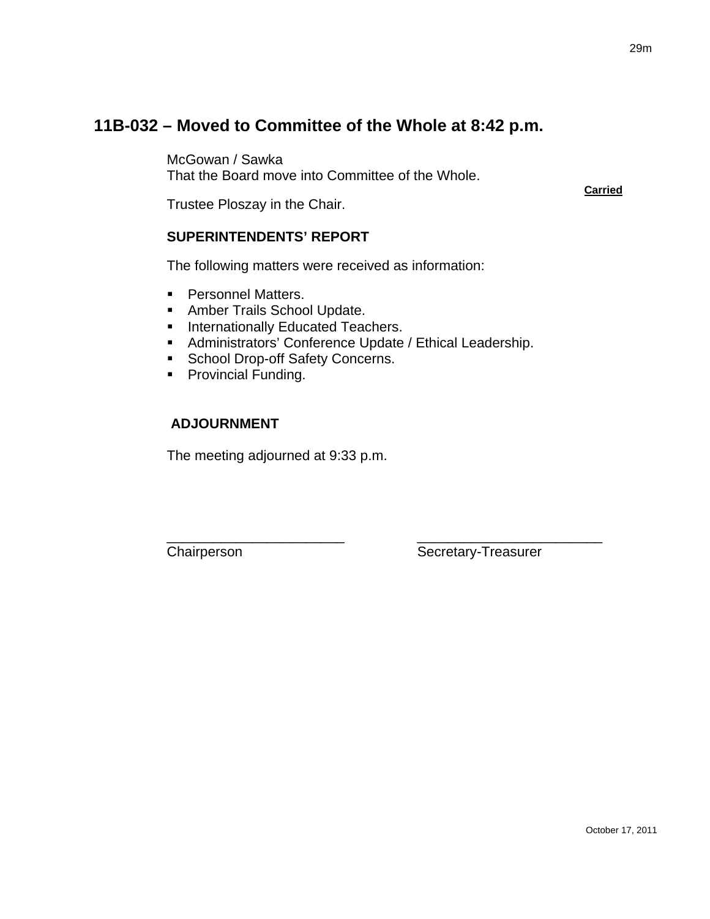## 11B-032 – Moved to Committee of the Whole at 8:42 p.m.

McGowan / Sawka
That the Board move into Committee of the Whole.

**Carried**

Trustee Ploszay in the Chair.

### SUPERINTENDENTS' REPORT

The following matters were received as information:

- Personnel Matters.
- Amber Trails School Update.
- Internationally Educated Teachers.
- Administrators' Conference Update / Ethical Leadership.
- School Drop-off Safety Concerns.
- Provincial Funding.

### ADJOURNMENT

The meeting adjourned at 9:33 p.m.

_______________________ Chairperson

________________________ Secretary-Treasurer

October 17, 2011